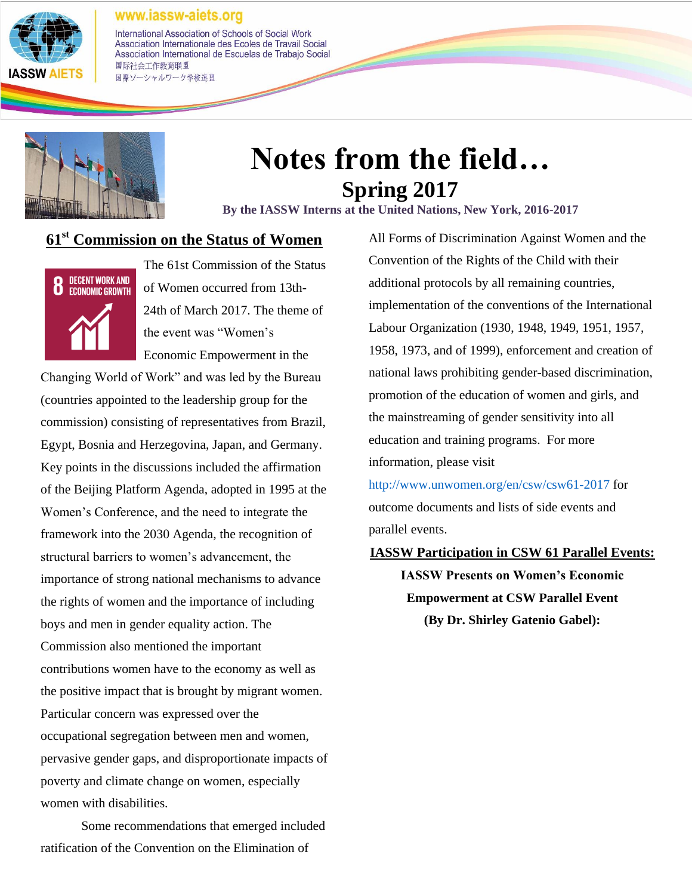www.iassw-aiets.org

International Association of Schools of Social Work
Association Internationale des Ecoles de Travail Social
Association International de Escuelas de Trabajo Social
国际社会工作教育联盟
国際ソーシャルワーク学校連盟

# Notes from the field…

## Spring 2017

**By the IASSW Interns at the United Nations, New York, 2016-2017**

## 61st Commission on the Status of Women

The 61st Commission on the Status of Women occurred from 13th-24th of March 2017. The theme of the event was "Women's Economic Empowerment in the Changing World of Work" and was led by the Bureau (countries appointed to the leadership group for the commission) consisting of representatives from Brazil, Egypt, Bosnia and Herzegovina, Japan, and Germany. Key points in the discussions included the affirmation of the Beijing Platform Agenda, adopted in 1995 at the Women's Conference, and the need to integrate the framework into the 2030 Agenda, the recognition of structural barriers to women's advancement, the importance of strong national mechanisms to advance the rights of women and the importance of including boys and men in gender equality action. The Commission also mentioned the important contributions women have to the economy as well as the positive impact that is brought by migrant women. Particular concern was expressed over the occupational segregation between men and women, pervasive gender gaps, and disproportionate impacts of poverty and climate change on women, especially women with disabilities.

Some recommendations that emerged included ratification of the Convention on the Elimination of All Forms of Discrimination Against Women and the Convention of the Rights of the Child with their additional protocols by all remaining countries, implementation of the conventions of the International Labour Organization (1930, 1948, 1949, 1951, 1957, 1958, 1973, and of 1999), enforcement and creation of national laws prohibiting gender-based discrimination, promotion of the education of women and girls, and the mainstreaming of gender sensitivity into all education and training programs. For more information, please visit http://www.unwomen.org/en/csw/csw61-2017 for outcome documents and lists of side events and parallel events.

## IASSW Participation in CSW 61 Parallel Events:

**IASSW Presents on Women's Economic Empowerment at CSW Parallel Event (By Dr. Shirley Gatenio Gabel):**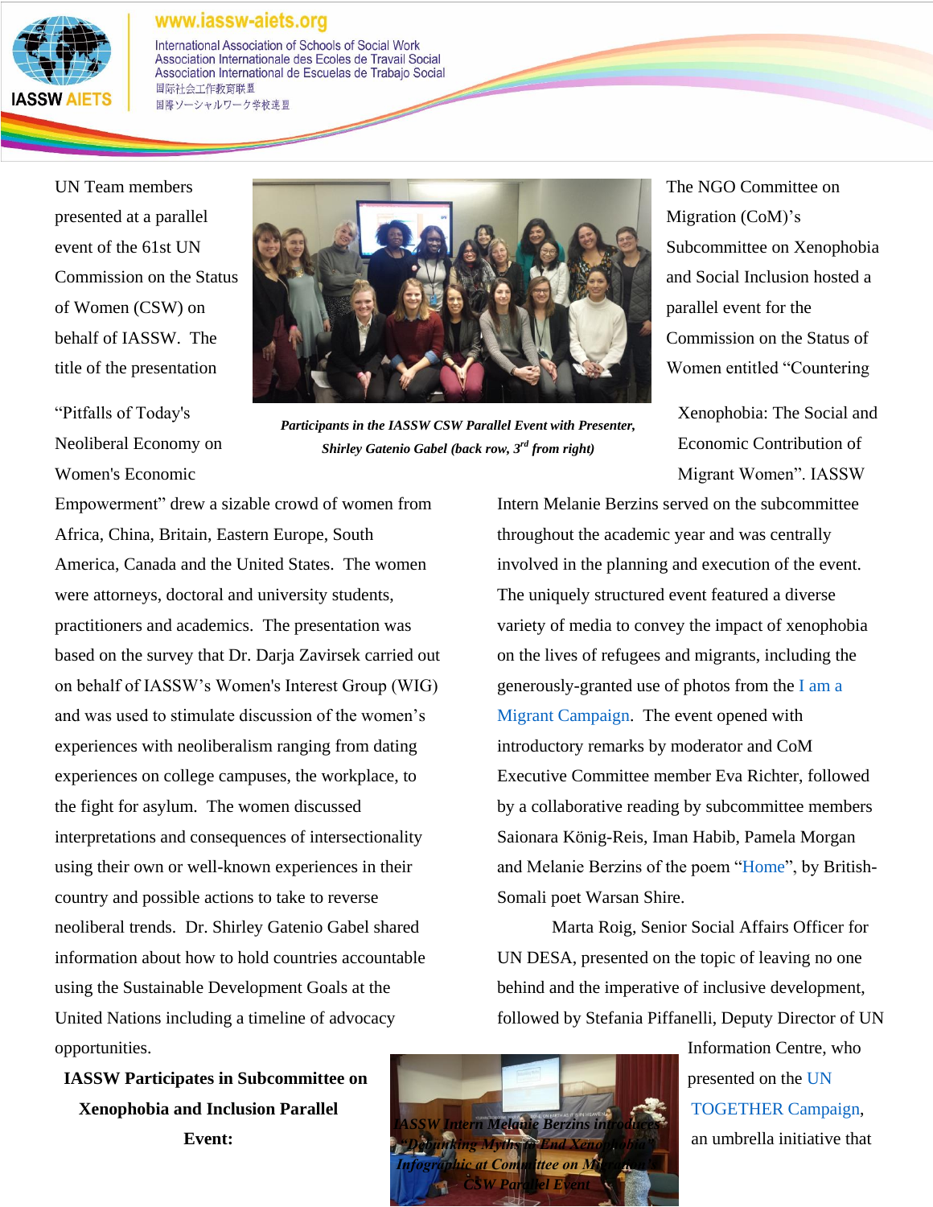UN Team members presented at a parallel event of the 61st UN Commission on the Status of Women (CSW) on behalf of IASSW. The title of the presentation "Pitfalls of Today's Neoliberal Economy on Women's Economic Empowerment" drew a sizable crowd of women from Africa, China, Britain, Eastern Europe, South America, Canada and the United States. The women were attorneys, doctoral and university students, practitioners and academics. The presentation was based on the survey that Dr. Darja Zavirsek carried out on behalf of IASSW's Women's Interest Group (WIG) and was used to stimulate discussion of the women's experiences with neoliberalism ranging from dating experiences on college campuses, the workplace, to the fight for asylum. The women discussed interpretations and consequences of intersectionality using their own or well-known experiences in their country and possible actions to take to reverse neoliberal trends. Dr. Shirley Gatenio Gabel shared information about how to hold countries accountable using the Sustainable Development Goals at the United Nations including a timeline of advocacy opportunities.

***Participants in the IASSW CSW Parallel Event with Presenter, Shirley Gatenio Gabel (back row, 3rd from right)***

**IASSW Participates in Subcommittee on Xenophobia and Inclusion Parallel Event:**

The NGO Committee on Migration (CoM)'s Subcommittee on Xenophobia and Social Inclusion hosted a parallel event for the Commission on the Status of Women entitled "Countering Xenophobia: The Social and Economic Contribution of Migrant Women". IASSW Intern Melanie Berzins served on the subcommittee throughout the academic year and was centrally involved in the planning and execution of the event. The uniquely structured event featured a diverse variety of media to convey the impact of xenophobia on the lives of refugees and migrants, including the generously-granted use of photos from the I am a Migrant Campaign. The event opened with introductory remarks by moderator and CoM Executive Committee member Eva Richter, followed by a collaborative reading by subcommittee members Saionara König-Reis, Iman Habib, Pamela Morgan and Melanie Berzins of the poem "Home", by British-Somali poet Warsan Shire.

Marta Roig, Senior Social Affairs Officer for UN DESA, presented on the topic of leaving no one behind and the imperative of inclusive development, followed by Stefania Piffanelli, Deputy Director of UN Information Centre, who presented on the UN TOGETHER Campaign, an umbrella initiative that

***IASSW Intern Melanie Berzins introduces "Debunking Myths to End Xenophobia" Infographic at Committee on Migration CSW Parallel Event***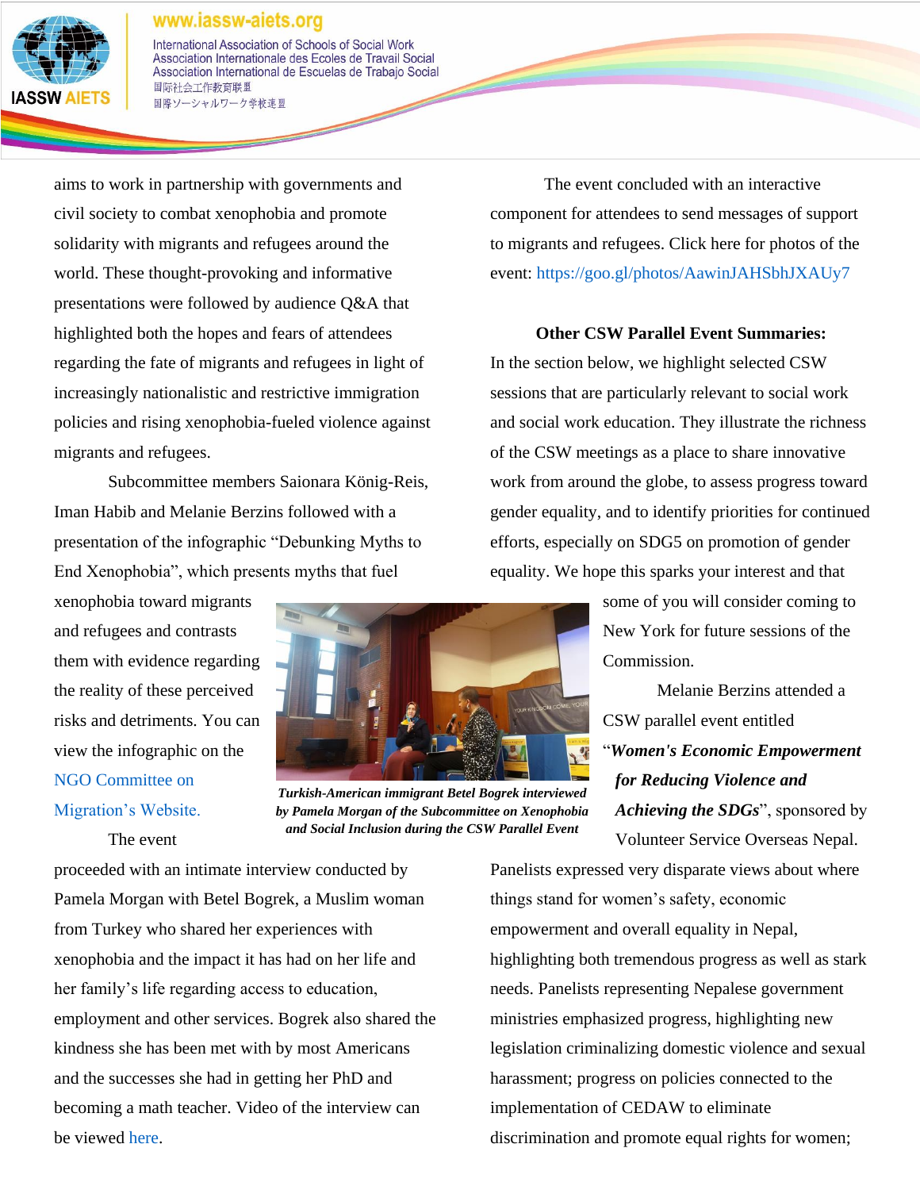aims to work in partnership with governments and civil society to combat xenophobia and promote solidarity with migrants and refugees around the world. These thought-provoking and informative presentations were followed by audience Q&A that highlighted both the hopes and fears of attendees regarding the fate of migrants and refugees in light of increasingly nationalistic and restrictive immigration policies and rising xenophobia-fueled violence against migrants and refugees.

Subcommittee members Saionara König-Reis, Iman Habib and Melanie Berzins followed with a presentation of the infographic "Debunking Myths to End Xenophobia", which presents myths that fuel xenophobia toward migrants and refugees and contrasts them with evidence regarding the reality of these perceived risks and detriments. You can view the infographic on the NGO Committee on Migration's Website.

***Turkish-American immigrant Betel Bogrek interviewed by Pamela Morgan of the Subcommittee on Xenophobia and Social Inclusion during the CSW Parallel Event***

The event proceeded with an intimate interview conducted by Pamela Morgan with Betel Bogrek, a Muslim woman from Turkey who shared her experiences with xenophobia and the impact it has had on her life and her family's life regarding access to education, employment and other services. Bogrek also shared the kindness she has been met with by most Americans and the successes she had in getting her PhD and becoming a math teacher. Video of the interview can be viewed here.

The event concluded with an interactive component for attendees to send messages of support to migrants and refugees. Click here for photos of the event: https://goo.gl/photos/AawinJAHSbhJXAUy7

**Other CSW Parallel Event Summaries:**

In the section below, we highlight selected CSW sessions that are particularly relevant to social work and social work education. They illustrate the richness of the CSW meetings as a place to share innovative work from around the globe, to assess progress toward gender equality, and to identify priorities for continued efforts, especially on SDG5 on promotion of gender equality. We hope this sparks your interest and that some of you will consider coming to New York for future sessions of the Commission.

Melanie Berzins attended a CSW parallel event entitled "***Women's Economic Empowerment for Reducing Violence and Achieving the SDGs***", sponsored by Volunteer Service Overseas Nepal. Panelists expressed very disparate views about where things stand for women's safety, economic empowerment and overall equality in Nepal, highlighting both tremendous progress as well as stark needs. Panelists representing Nepalese government ministries emphasized progress, highlighting new legislation criminalizing domestic violence and sexual harassment; progress on policies connected to the implementation of CEDAW to eliminate discrimination and promote equal rights for women;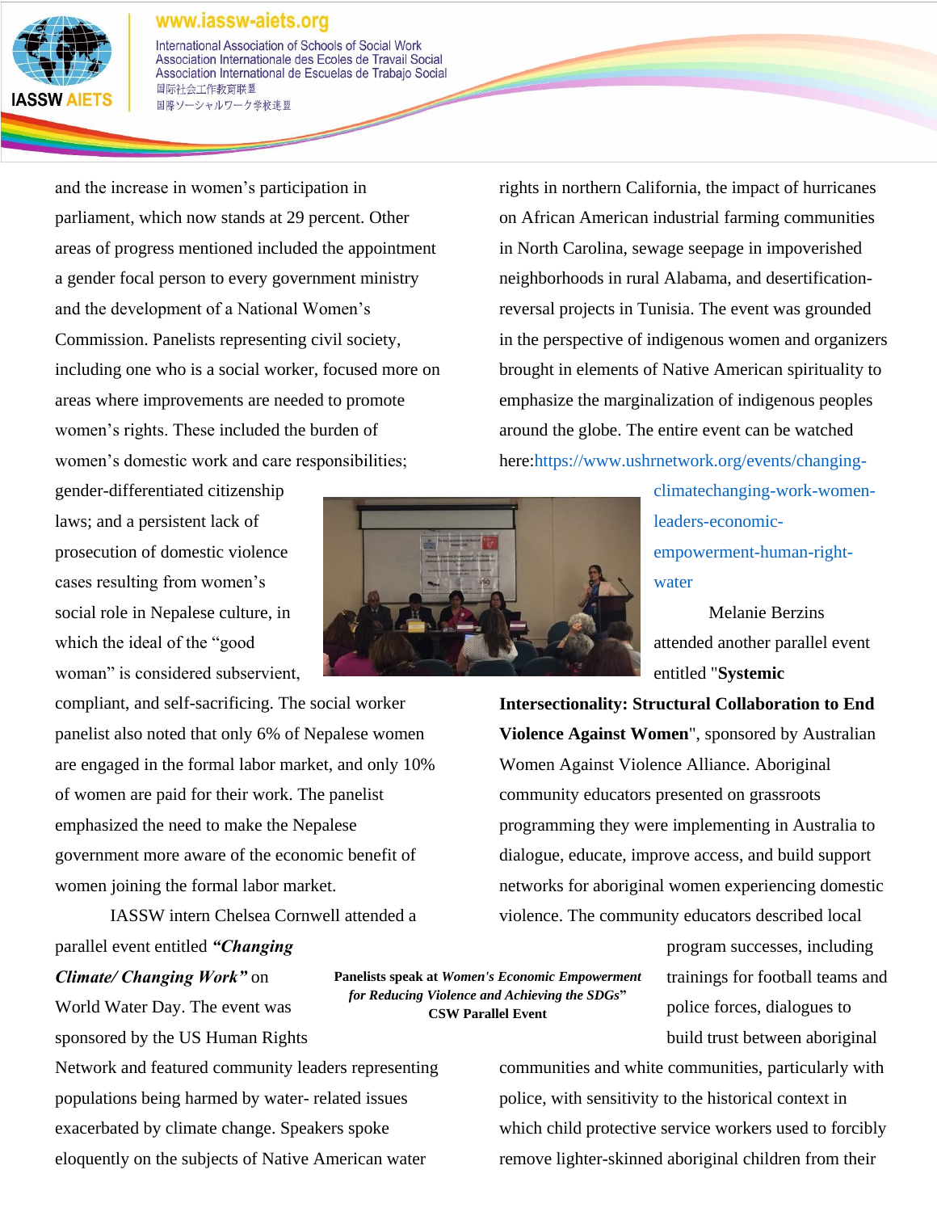and the increase in women's participation in parliament, which now stands at 29 percent. Other areas of progress mentioned included the appointment a gender focal person to every government ministry and the development of a National Women's Commission. Panelists representing civil society, including one who is a social worker, focused more on areas where improvements are needed to promote women's rights. These included the burden of women's domestic work and care responsibilities; gender-differentiated citizenship laws; and a persistent lack of prosecution of domestic violence cases resulting from women's social role in Nepalese culture, in which the ideal of the "good woman" is considered subservient, compliant, and self-sacrificing. The social worker panelist also noted that only 6% of Nepalese women are engaged in the formal labor market, and only 10% of women are paid for their work. The panelist emphasized the need to make the Nepalese government more aware of the economic benefit of women joining the formal labor market.

**Panelists speak at *Women's Economic Empowerment for Reducing Violence and Achieving the SDGs*" CSW Parallel Event**

IASSW intern Chelsea Cornwell attended a parallel event entitled ***"Changing Climate/ Changing Work"*** on World Water Day. The event was sponsored by the US Human Rights Network and featured community leaders representing populations being harmed by water- related issues exacerbated by climate change. Speakers spoke eloquently on the subjects of Native American water rights in northern California, the impact of hurricanes on African American industrial farming communities in North Carolina, sewage seepage in impoverished neighborhoods in rural Alabama, and desertification-reversal projects in Tunisia. The event was grounded in the perspective of indigenous women and organizers brought in elements of Native American spirituality to emphasize the marginalization of indigenous peoples around the globe. The entire event can be watched here:https://www.ushrnetwork.org/events/changing-climatechanging-work-women-leaders-economic-empowerment-human-right-water

Melanie Berzins attended another parallel event entitled "**Systemic Intersectionality: Structural Collaboration to End Violence Against Women**", sponsored by Australian Women Against Violence Alliance. Aboriginal community educators presented on grassroots programming they were implementing in Australia to dialogue, educate, improve access, and build support networks for aboriginal women experiencing domestic violence. The community educators described local program successes, including trainings for football teams and police forces, dialogues to build trust between aboriginal communities and white communities, particularly with police, with sensitivity to the historical context in which child protective service workers used to forcibly remove lighter-skinned aboriginal children from their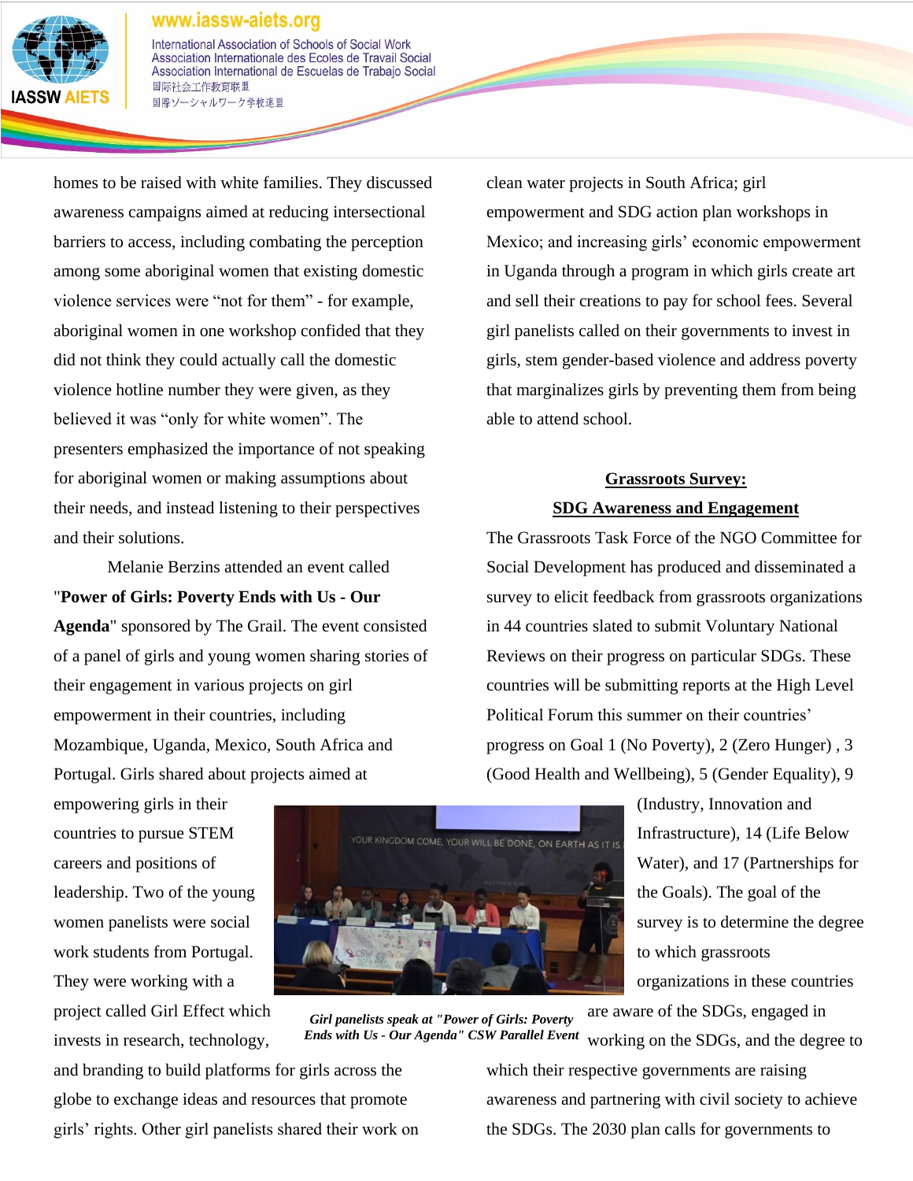homes to be raised with white families. They discussed awareness campaigns aimed at reducing intersectional barriers to access, including combating the perception among some aboriginal women that existing domestic violence services were "not for them" - for example, aboriginal women in one workshop confided that they did not think they could actually call the domestic violence hotline number they were given, as they believed it was "only for white women". The presenters emphasized the importance of not speaking for aboriginal women or making assumptions about their needs, and instead listening to their perspectives and their solutions.

Melanie Berzins attended an event called "**Power of Girls: Poverty Ends with Us - Our Agenda**" sponsored by The Grail. The event consisted of a panel of girls and young women sharing stories of their engagement in various projects on girl empowerment in their countries, including Mozambique, Uganda, Mexico, South Africa and Portugal. Girls shared about projects aimed at empowering girls in their countries to pursue STEM careers and positions of leadership. Two of the young women panelists were social work students from Portugal. They were working with a project called Girl Effect which invests in research, technology, and branding to build platforms for girls across the globe to exchange ideas and resources that promote girls' rights. Other girl panelists shared their work on clean water projects in South Africa; girl empowerment and SDG action plan workshops in Mexico; and increasing girls' economic empowerment in Uganda through a program in which girls create art and sell their creations to pay for school fees. Several girl panelists called on their governments to invest in girls, stem gender-based violence and address poverty that marginalizes girls by preventing them from being able to attend school.

***Girl panelists speak at "Power of Girls: Poverty Ends with Us - Our Agenda" CSW Parallel Event***

**Grassroots Survey:**
**SDG Awareness and Engagement**

The Grassroots Task Force of the NGO Committee for Social Development has produced and disseminated a survey to elicit feedback from grassroots organizations in 44 countries slated to submit Voluntary National Reviews on their progress on particular SDGs. These countries will be submitting reports at the High Level Political Forum this summer on their countries' progress on Goal 1 (No Poverty), 2 (Zero Hunger) , 3 (Good Health and Wellbeing), 5 (Gender Equality), 9 (Industry, Innovation and Infrastructure), 14 (Life Below Water), and 17 (Partnerships for the Goals). The goal of the survey is to determine the degree to which grassroots organizations in these countries are aware of the SDGs, engaged in working on the SDGs, and the degree to which their respective governments are raising awareness and partnering with civil society to achieve the SDGs. The 2030 plan calls for governments to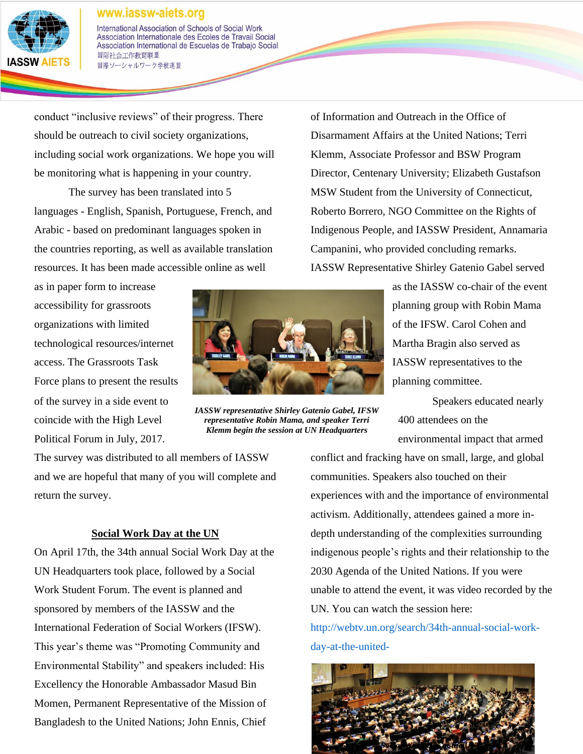conduct “inclusive reviews” of their progress. There should be outreach to civil society organizations, including social work organizations. We hope you will be monitoring what is happening in your country.

The survey has been translated into 5 languages - English, Spanish, Portuguese, French, and Arabic - based on predominant languages spoken in the countries reporting, as well as available translation resources. It has been made accessible online as well as in paper form to increase accessibility for grassroots organizations with limited technological resources/internet access. The Grassroots Task Force plans to present the results of the survey in a side event to coincide with the High Level Political Forum in July, 2017. The survey was distributed to all members of IASSW and we are hopeful that many of you will complete and return the survey.

*IASSW representative Shirley Gatenio Gabel, IFSW representative Robin Mama, and speaker Terri Klemm begin the session at UN Headquarters*

## Social Work Day at the UN

On April 17th, the 34th annual Social Work Day at the UN Headquarters took place, followed by a Social Work Student Forum. The event is planned and sponsored by members of the IASSW and the International Federation of Social Workers (IFSW). This year’s theme was “Promoting Community and Environmental Stability” and speakers included: His Excellency the Honorable Ambassador Masud Bin Momen, Permanent Representative of the Mission of Bangladesh to the United Nations; John Ennis, Chief of Information and Outreach in the Office of Disarmament Affairs at the United Nations; Terri Klemm, Associate Professor and BSW Program Director, Centenary University; Elizabeth Gustafson MSW Student from the University of Connecticut, Roberto Borrero, NGO Committee on the Rights of Indigenous People, and IASSW President, Annamaria Campanini, who provided concluding remarks. IASSW Representative Shirley Gatenio Gabel served as the IASSW co-chair of the event planning group with Robin Mama of the IFSW. Carol Cohen and Martha Bragin also served as IASSW representatives to the planning committee.

Speakers educated nearly 400 attendees on the environmental impact that armed conflict and fracking have on small, large, and global communities. Speakers also touched on their experiences with and the importance of environmental activism. Additionally, attendees gained a more in-depth understanding of the complexities surrounding indigenous people’s rights and their relationship to the 2030 Agenda of the United Nations. If you were unable to attend the event, it was video recorded by the UN. You can watch the session here: http://webtv.un.org/search/34th-annual-social-work-day-at-the-united-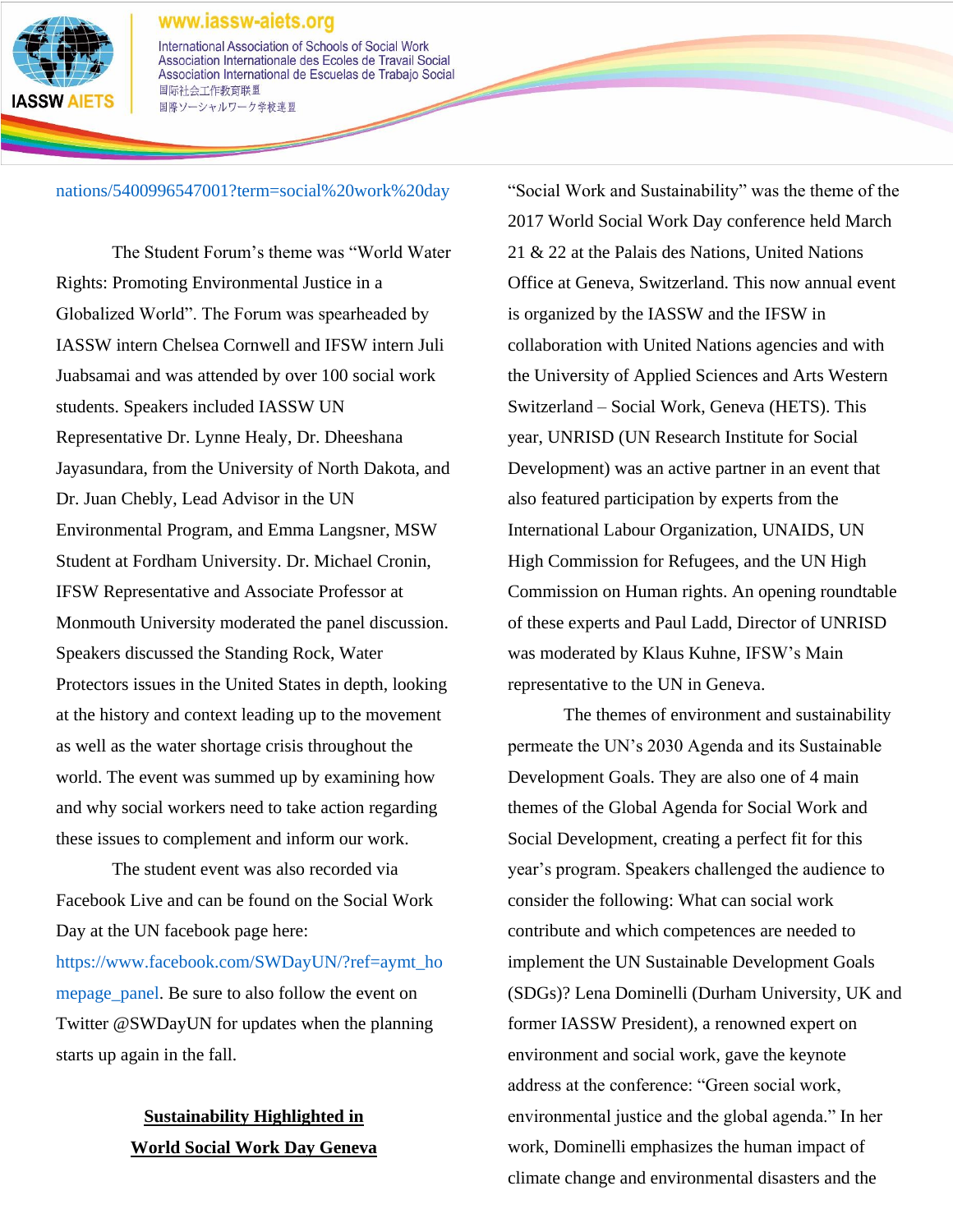nations/5400996547001?term=social%20work%20day

The Student Forum's theme was "World Water Rights: Promoting Environmental Justice in a Globalized World". The Forum was spearheaded by IASSW intern Chelsea Cornwell and IFSW intern Juli Juabsamai and was attended by over 100 social work students. Speakers included IASSW UN Representative Dr. Lynne Healy, Dr. Dheeshana Jayasundara, from the University of North Dakota, and Dr. Juan Chebly, Lead Advisor in the UN Environmental Program, and Emma Langsner, MSW Student at Fordham University. Dr. Michael Cronin, IFSW Representative and Associate Professor at Monmouth University moderated the panel discussion. Speakers discussed the Standing Rock, Water Protectors issues in the United States in depth, looking at the history and context leading up to the movement as well as the water shortage crisis throughout the world. The event was summed up by examining how and why social workers need to take action regarding these issues to complement and inform our work.

The student event was also recorded via Facebook Live and can be found on the Social Work Day at the UN facebook page here: https://www.facebook.com/SWDayUN/?ref=aymt_homepage_panel. Be sure to also follow the event on Twitter @SWDayUN for updates when the planning starts up again in the fall.

## Sustainability Highlighted in World Social Work Day Geneva

"Social Work and Sustainability" was the theme of the 2017 World Social Work Day conference held March 21 & 22 at the Palais des Nations, United Nations Office at Geneva, Switzerland. This now annual event is organized by the IASSW and the IFSW in collaboration with United Nations agencies and with the University of Applied Sciences and Arts Western Switzerland – Social Work, Geneva (HETS). This year, UNRISD (UN Research Institute for Social Development) was an active partner in an event that also featured participation by experts from the International Labour Organization, UNAIDS, UN High Commission for Refugees, and the UN High Commission on Human rights. An opening roundtable of these experts and Paul Ladd, Director of UNRISD was moderated by Klaus Kuhne, IFSW's Main representative to the UN in Geneva.

The themes of environment and sustainability permeate the UN's 2030 Agenda and its Sustainable Development Goals. They are also one of 4 main themes of the Global Agenda for Social Work and Social Development, creating a perfect fit for this year's program. Speakers challenged the audience to consider the following: What can social work contribute and which competences are needed to implement the UN Sustainable Development Goals (SDGs)? Lena Dominelli (Durham University, UK and former IASSW President), a renowned expert on environment and social work, gave the keynote address at the conference: "Green social work, environmental justice and the global agenda." In her work, Dominelli emphasizes the human impact of climate change and environmental disasters and the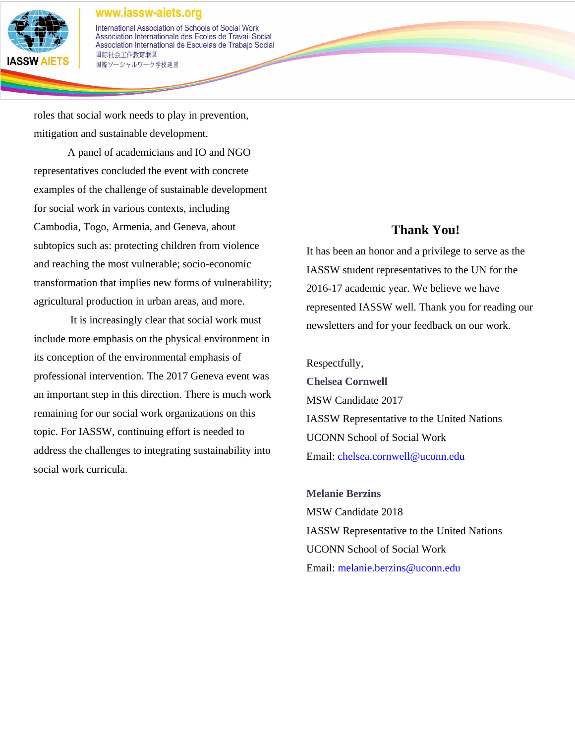roles that social work needs to play in prevention, mitigation and sustainable development.

A panel of academicians and IO and NGO representatives concluded the event with concrete examples of the challenge of sustainable development for social work in various contexts, including Cambodia, Togo, Armenia, and Geneva, about subtopics such as: protecting children from violence and reaching the most vulnerable; socio-economic transformation that implies new forms of vulnerability; agricultural production in urban areas, and more.

It is increasingly clear that social work must include more emphasis on the physical environment in its conception of the environmental emphasis of professional intervention. The 2017 Geneva event was an important step in this direction. There is much work remaining for our social work organizations on this topic. For IASSW, continuing effort is needed to address the challenges to integrating sustainability into social work curricula.

## Thank You!

It has been an honor and a privilege to serve as the IASSW student representatives to the UN for the 2016-17 academic year. We believe we have represented IASSW well. Thank you for reading our newsletters and for your feedback on our work.

Respectfully,

**Chelsea Cornwell**
MSW Candidate 2017
IASSW Representative to the United Nations
UCONN School of Social Work
Email: chelsea.cornwell@uconn.edu

**Melanie Berzins**
MSW Candidate 2018
IASSW Representative to the United Nations
UCONN School of Social Work
Email: melanie.berzins@uconn.edu